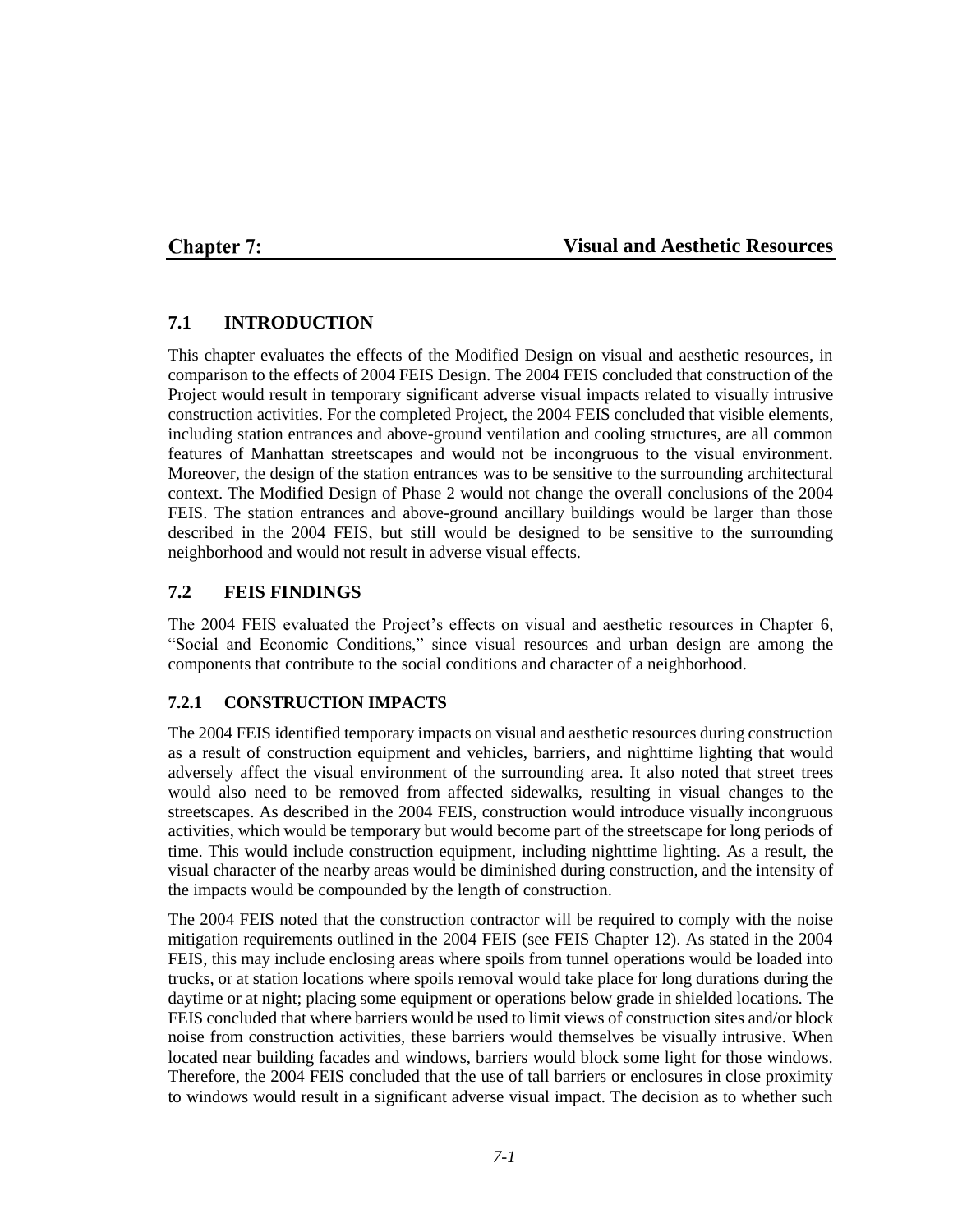# Chapter 7: Visual and Aesthetic Resources

## 7.1 INTRODUCTION

This chapter evaluates the effects of the Modified Design on visual and aesthetic resources, in comparison to the effects of 2004 FEIS Design. The 2004 FEIS concluded that construction of the Project would result in temporary significant adverse visual impacts related to visually intrusive construction activities. For the completed Project, the 2004 FEIS concluded that visible elements, including station entrances and above-ground ventilation and cooling structures, are all common features of Manhattan streetscapes and would not be incongruous to the visual environment. Moreover, the design of the station entrances was to be sensitive to the surrounding architectural context. The Modified Design of Phase 2 would not change the overall conclusions of the 2004 FEIS. The station entrances and above-ground ancillary buildings would be larger than those described in the 2004 FEIS, but still would be designed to be sensitive to the surrounding neighborhood and would not result in adverse visual effects.

## 7.2 FEIS FINDINGS

The 2004 FEIS evaluated the Project's effects on visual and aesthetic resources in Chapter 6, "Social and Economic Conditions," since visual resources and urban design are among the components that contribute to the social conditions and character of a neighborhood.

### 7.2.1 CONSTRUCTION IMPACTS

The 2004 FEIS identified temporary impacts on visual and aesthetic resources during construction as a result of construction equipment and vehicles, barriers, and nighttime lighting that would adversely affect the visual environment of the surrounding area. It also noted that street trees would also need to be removed from affected sidewalks, resulting in visual changes to the streetscapes. As described in the 2004 FEIS, construction would introduce visually incongruous activities, which would be temporary but would become part of the streetscape for long periods of time. This would include construction equipment, including nighttime lighting. As a result, the visual character of the nearby areas would be diminished during construction, and the intensity of the impacts would be compounded by the length of construction.

The 2004 FEIS noted that the construction contractor will be required to comply with the noise mitigation requirements outlined in the 2004 FEIS (see FEIS Chapter 12). As stated in the 2004 FEIS, this may include enclosing areas where spoils from tunnel operations would be loaded into trucks, or at station locations where spoils removal would take place for long durations during the daytime or at night; placing some equipment or operations below grade in shielded locations. The FEIS concluded that where barriers would be used to limit views of construction sites and/or block noise from construction activities, these barriers would themselves be visually intrusive. When located near building facades and windows, barriers would block some light for those windows. Therefore, the 2004 FEIS concluded that the use of tall barriers or enclosures in close proximity to windows would result in a significant adverse visual impact. The decision as to whether such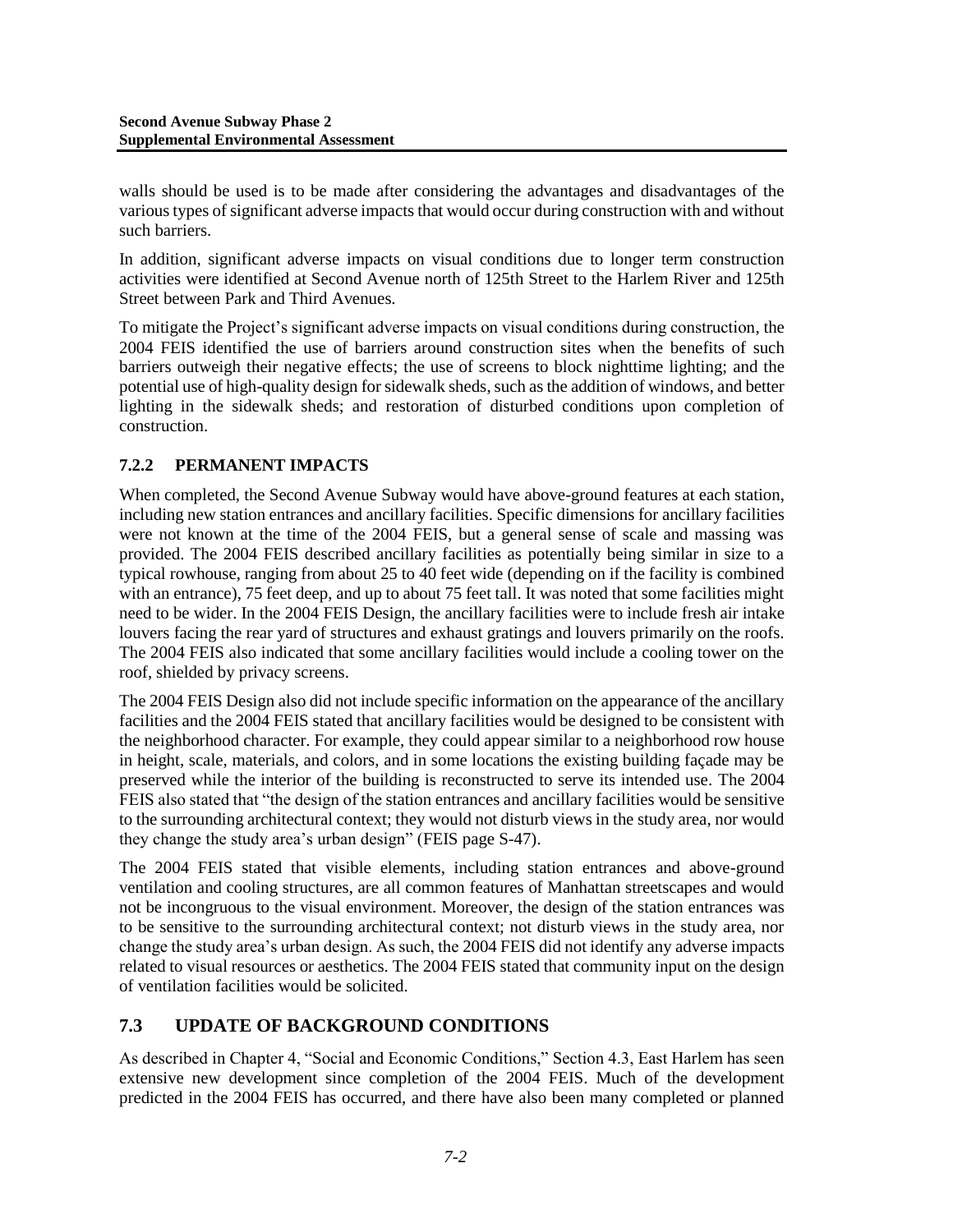walls should be used is to be made after considering the advantages and disadvantages of the various types of significant adverse impacts that would occur during construction with and without such barriers.

In addition, significant adverse impacts on visual conditions due to longer term construction activities were identified at Second Avenue north of 125th Street to the Harlem River and 125th Street between Park and Third Avenues.

To mitigate the Project's significant adverse impacts on visual conditions during construction, the 2004 FEIS identified the use of barriers around construction sites when the benefits of such barriers outweigh their negative effects; the use of screens to block nighttime lighting; and the potential use of high-quality design for sidewalk sheds, such as the addition of windows, and better lighting in the sidewalk sheds; and restoration of disturbed conditions upon completion of construction.

### 7.2.2 PERMANENT IMPACTS

When completed, the Second Avenue Subway would have above-ground features at each station, including new station entrances and ancillary facilities. Specific dimensions for ancillary facilities were not known at the time of the 2004 FEIS, but a general sense of scale and massing was provided. The 2004 FEIS described ancillary facilities as potentially being similar in size to a typical rowhouse, ranging from about 25 to 40 feet wide (depending on if the facility is combined with an entrance), 75 feet deep, and up to about 75 feet tall. It was noted that some facilities might need to be wider. In the 2004 FEIS Design, the ancillary facilities were to include fresh air intake louvers facing the rear yard of structures and exhaust gratings and louvers primarily on the roofs. The 2004 FEIS also indicated that some ancillary facilities would include a cooling tower on the roof, shielded by privacy screens.

The 2004 FEIS Design also did not include specific information on the appearance of the ancillary facilities and the 2004 FEIS stated that ancillary facilities would be designed to be consistent with the neighborhood character. For example, they could appear similar to a neighborhood row house in height, scale, materials, and colors, and in some locations the existing building façade may be preserved while the interior of the building is reconstructed to serve its intended use. The 2004 FEIS also stated that "the design of the station entrances and ancillary facilities would be sensitive to the surrounding architectural context; they would not disturb views in the study area, nor would they change the study area's urban design" (FEIS page S-47).

The 2004 FEIS stated that visible elements, including station entrances and above-ground ventilation and cooling structures, are all common features of Manhattan streetscapes and would not be incongruous to the visual environment. Moreover, the design of the station entrances was to be sensitive to the surrounding architectural context; not disturb views in the study area, nor change the study area's urban design. As such, the 2004 FEIS did not identify any adverse impacts related to visual resources or aesthetics. The 2004 FEIS stated that community input on the design of ventilation facilities would be solicited.

## 7.3 UPDATE OF BACKGROUND CONDITIONS

As described in Chapter 4, "Social and Economic Conditions," Section 4.3, East Harlem has seen extensive new development since completion of the 2004 FEIS. Much of the development predicted in the 2004 FEIS has occurred, and there have also been many completed or planned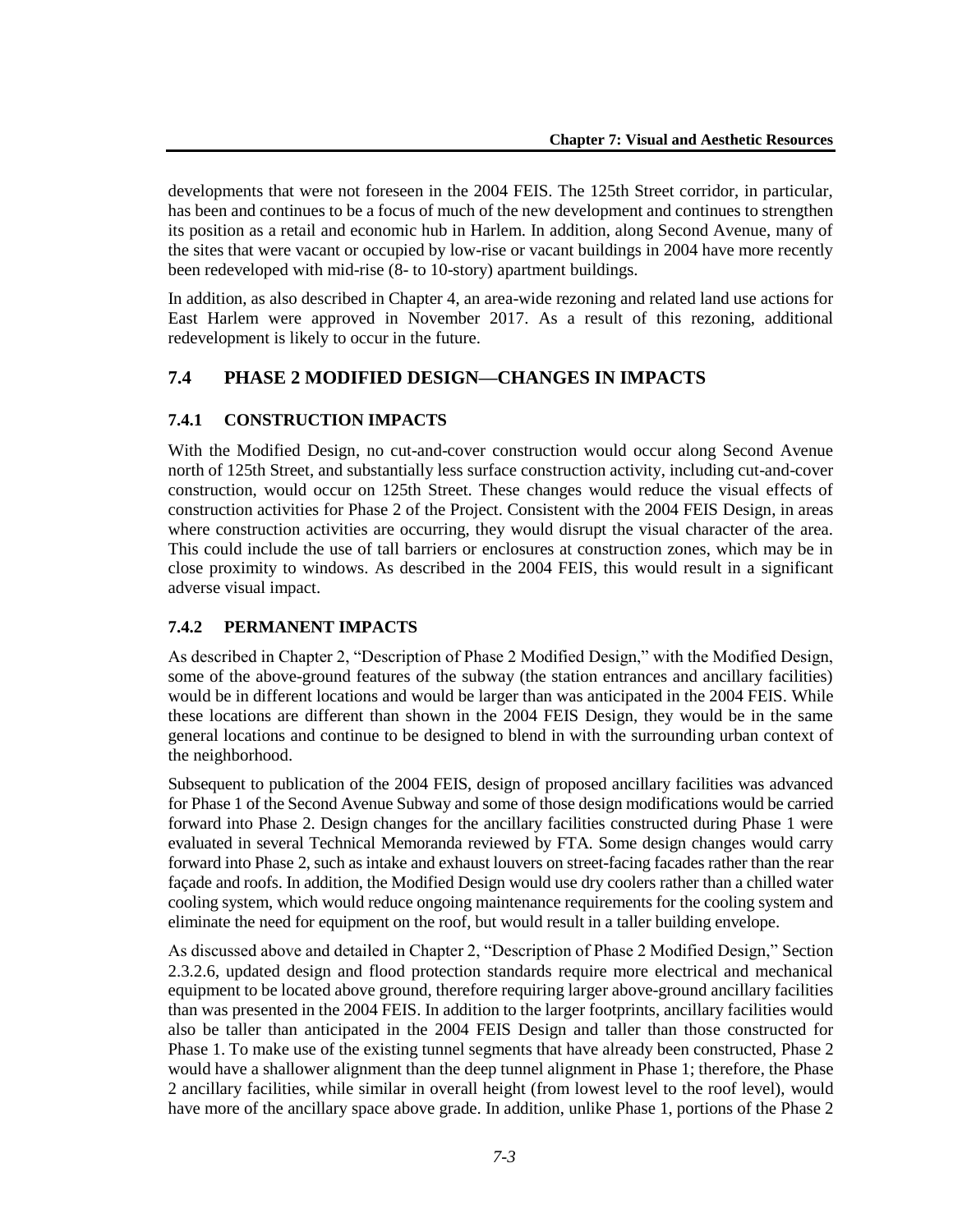developments that were not foreseen in the 2004 FEIS. The 125th Street corridor, in particular, has been and continues to be a focus of much of the new development and continues to strengthen its position as a retail and economic hub in Harlem. In addition, along Second Avenue, many of the sites that were vacant or occupied by low-rise or vacant buildings in 2004 have more recently been redeveloped with mid-rise (8- to 10-story) apartment buildings.

In addition, as also described in Chapter 4, an area-wide rezoning and related land use actions for East Harlem were approved in November 2017. As a result of this rezoning, additional redevelopment is likely to occur in the future.

## 7.4 PHASE 2 MODIFIED DESIGN—CHANGES IN IMPACTS

### 7.4.1 CONSTRUCTION IMPACTS

With the Modified Design, no cut-and-cover construction would occur along Second Avenue north of 125th Street, and substantially less surface construction activity, including cut-and-cover construction, would occur on 125th Street. These changes would reduce the visual effects of construction activities for Phase 2 of the Project. Consistent with the 2004 FEIS Design, in areas where construction activities are occurring, they would disrupt the visual character of the area. This could include the use of tall barriers or enclosures at construction zones, which may be in close proximity to windows. As described in the 2004 FEIS, this would result in a significant adverse visual impact.

### 7.4.2 PERMANENT IMPACTS

As described in Chapter 2, "Description of Phase 2 Modified Design," with the Modified Design, some of the above-ground features of the subway (the station entrances and ancillary facilities) would be in different locations and would be larger than was anticipated in the 2004 FEIS. While these locations are different than shown in the 2004 FEIS Design, they would be in the same general locations and continue to be designed to blend in with the surrounding urban context of the neighborhood.

Subsequent to publication of the 2004 FEIS, design of proposed ancillary facilities was advanced for Phase 1 of the Second Avenue Subway and some of those design modifications would be carried forward into Phase 2. Design changes for the ancillary facilities constructed during Phase 1 were evaluated in several Technical Memoranda reviewed by FTA. Some design changes would carry forward into Phase 2, such as intake and exhaust louvers on street-facing facades rather than the rear façade and roofs. In addition, the Modified Design would use dry coolers rather than a chilled water cooling system, which would reduce ongoing maintenance requirements for the cooling system and eliminate the need for equipment on the roof, but would result in a taller building envelope.

As discussed above and detailed in Chapter 2, "Description of Phase 2 Modified Design," Section 2.3.2.6, updated design and flood protection standards require more electrical and mechanical equipment to be located above ground, therefore requiring larger above-ground ancillary facilities than was presented in the 2004 FEIS. In addition to the larger footprints, ancillary facilities would also be taller than anticipated in the 2004 FEIS Design and taller than those constructed for Phase 1. To make use of the existing tunnel segments that have already been constructed, Phase 2 would have a shallower alignment than the deep tunnel alignment in Phase 1; therefore, the Phase 2 ancillary facilities, while similar in overall height (from lowest level to the roof level), would have more of the ancillary space above grade. In addition, unlike Phase 1, portions of the Phase 2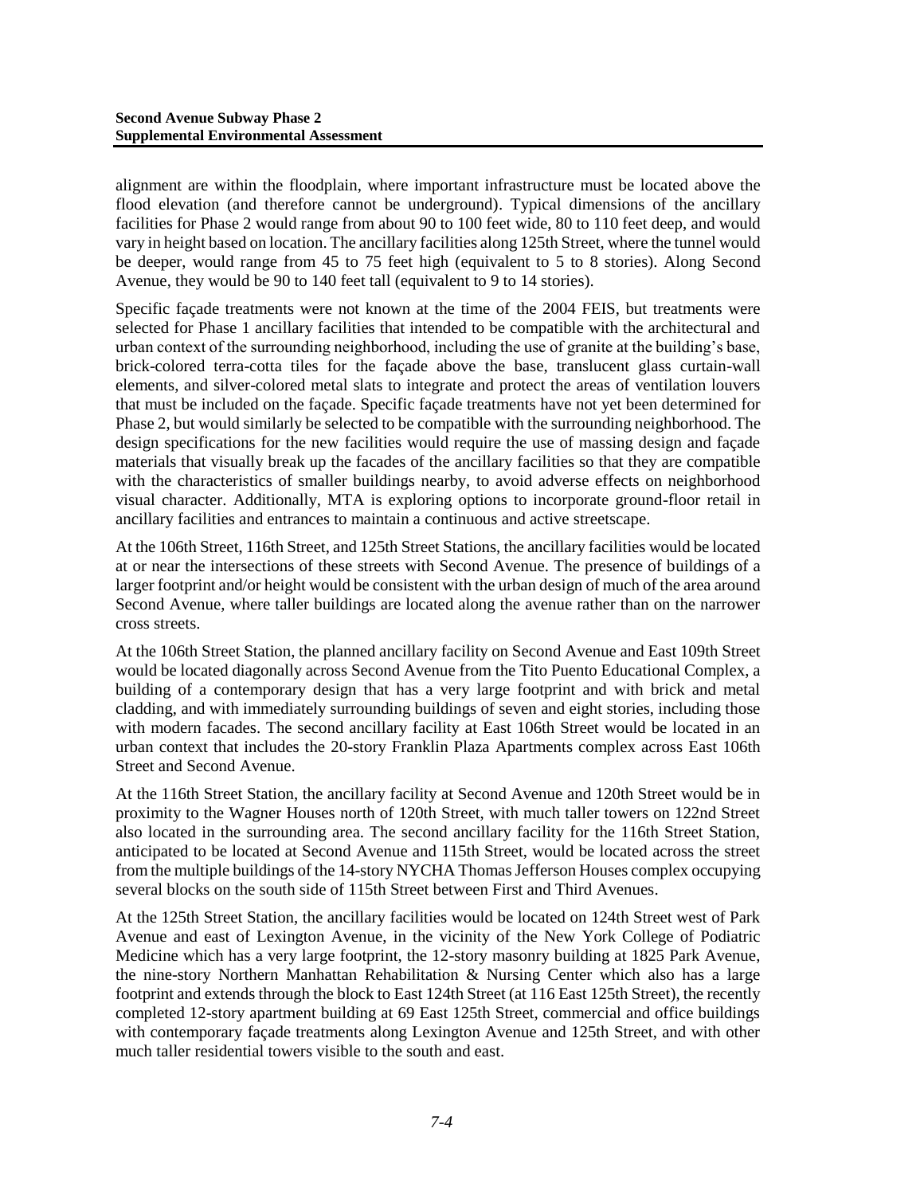alignment are within the floodplain, where important infrastructure must be located above the flood elevation (and therefore cannot be underground). Typical dimensions of the ancillary facilities for Phase 2 would range from about 90 to 100 feet wide, 80 to 110 feet deep, and would vary in height based on location. The ancillary facilities along 125th Street, where the tunnel would be deeper, would range from 45 to 75 feet high (equivalent to 5 to 8 stories). Along Second Avenue, they would be 90 to 140 feet tall (equivalent to 9 to 14 stories).

Specific façade treatments were not known at the time of the 2004 FEIS, but treatments were selected for Phase 1 ancillary facilities that intended to be compatible with the architectural and urban context of the surrounding neighborhood, including the use of granite at the building's base, brick-colored terra-cotta tiles for the façade above the base, translucent glass curtain-wall elements, and silver-colored metal slats to integrate and protect the areas of ventilation louvers that must be included on the façade. Specific façade treatments have not yet been determined for Phase 2, but would similarly be selected to be compatible with the surrounding neighborhood. The design specifications for the new facilities would require the use of massing design and façade materials that visually break up the facades of the ancillary facilities so that they are compatible with the characteristics of smaller buildings nearby, to avoid adverse effects on neighborhood visual character. Additionally, MTA is exploring options to incorporate ground-floor retail in ancillary facilities and entrances to maintain a continuous and active streetscape.

At the 106th Street, 116th Street, and 125th Street Stations, the ancillary facilities would be located at or near the intersections of these streets with Second Avenue. The presence of buildings of a larger footprint and/or height would be consistent with the urban design of much of the area around Second Avenue, where taller buildings are located along the avenue rather than on the narrower cross streets.

At the 106th Street Station, the planned ancillary facility on Second Avenue and East 109th Street would be located diagonally across Second Avenue from the Tito Puento Educational Complex, a building of a contemporary design that has a very large footprint and with brick and metal cladding, and with immediately surrounding buildings of seven and eight stories, including those with modern facades. The second ancillary facility at East 106th Street would be located in an urban context that includes the 20-story Franklin Plaza Apartments complex across East 106th Street and Second Avenue.

At the 116th Street Station, the ancillary facility at Second Avenue and 120th Street would be in proximity to the Wagner Houses north of 120th Street, with much taller towers on 122nd Street also located in the surrounding area. The second ancillary facility for the 116th Street Station, anticipated to be located at Second Avenue and 115th Street, would be located across the street from the multiple buildings of the 14-story NYCHA Thomas Jefferson Houses complex occupying several blocks on the south side of 115th Street between First and Third Avenues.

At the 125th Street Station, the ancillary facilities would be located on 124th Street west of Park Avenue and east of Lexington Avenue, in the vicinity of the New York College of Podiatric Medicine which has a very large footprint, the 12-story masonry building at 1825 Park Avenue, the nine-story Northern Manhattan Rehabilitation & Nursing Center which also has a large footprint and extends through the block to East 124th Street (at 116 East 125th Street), the recently completed 12-story apartment building at 69 East 125th Street, commercial and office buildings with contemporary façade treatments along Lexington Avenue and 125th Street, and with other much taller residential towers visible to the south and east.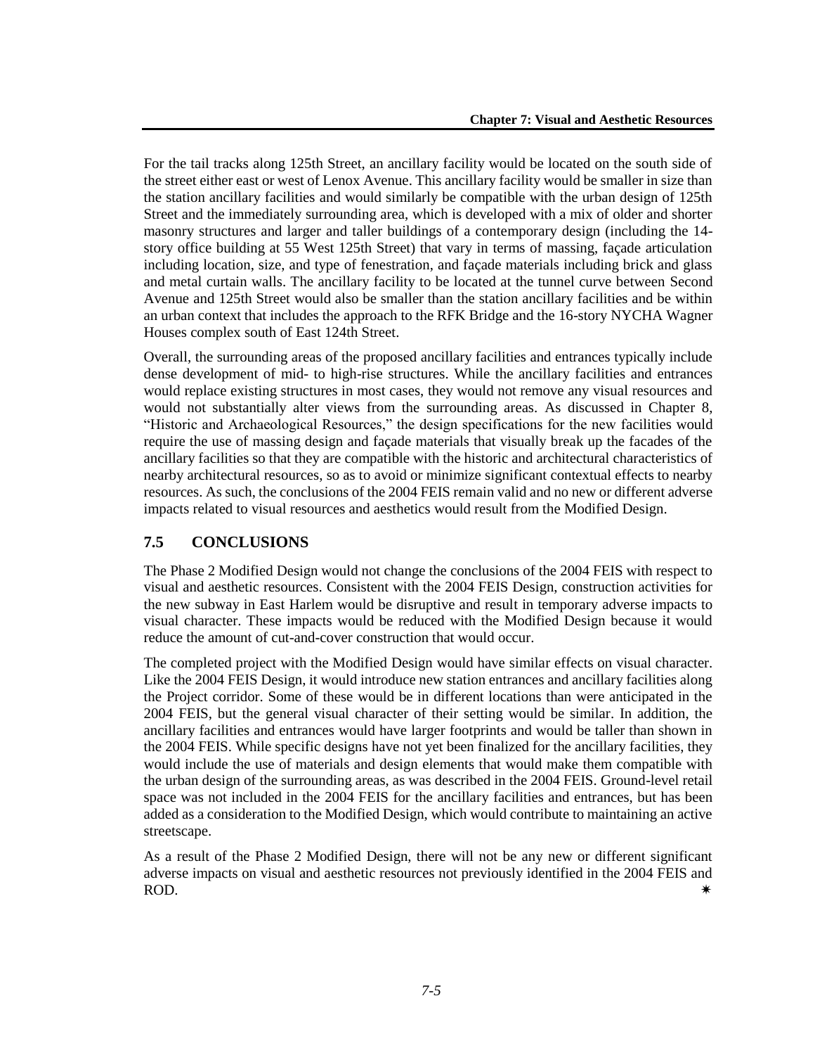For the tail tracks along 125th Street, an ancillary facility would be located on the south side of the street either east or west of Lenox Avenue. This ancillary facility would be smaller in size than the station ancillary facilities and would similarly be compatible with the urban design of 125th Street and the immediately surrounding area, which is developed with a mix of older and shorter masonry structures and larger and taller buildings of a contemporary design (including the 14-story office building at 55 West 125th Street) that vary in terms of massing, façade articulation including location, size, and type of fenestration, and façade materials including brick and glass and metal curtain walls. The ancillary facility to be located at the tunnel curve between Second Avenue and 125th Street would also be smaller than the station ancillary facilities and be within an urban context that includes the approach to the RFK Bridge and the 16-story NYCHA Wagner Houses complex south of East 124th Street.

Overall, the surrounding areas of the proposed ancillary facilities and entrances typically include dense development of mid- to high-rise structures. While the ancillary facilities and entrances would replace existing structures in most cases, they would not remove any visual resources and would not substantially alter views from the surrounding areas. As discussed in Chapter 8, "Historic and Archaeological Resources," the design specifications for the new facilities would require the use of massing design and façade materials that visually break up the facades of the ancillary facilities so that they are compatible with the historic and architectural characteristics of nearby architectural resources, so as to avoid or minimize significant contextual effects to nearby resources. As such, the conclusions of the 2004 FEIS remain valid and no new or different adverse impacts related to visual resources and aesthetics would result from the Modified Design.

## 7.5 CONCLUSIONS

The Phase 2 Modified Design would not change the conclusions of the 2004 FEIS with respect to visual and aesthetic resources. Consistent with the 2004 FEIS Design, construction activities for the new subway in East Harlem would be disruptive and result in temporary adverse impacts to visual character. These impacts would be reduced with the Modified Design because it would reduce the amount of cut-and-cover construction that would occur.

The completed project with the Modified Design would have similar effects on visual character. Like the 2004 FEIS Design, it would introduce new station entrances and ancillary facilities along the Project corridor. Some of these would be in different locations than were anticipated in the 2004 FEIS, but the general visual character of their setting would be similar. In addition, the ancillary facilities and entrances would have larger footprints and would be taller than shown in the 2004 FEIS. While specific designs have not yet been finalized for the ancillary facilities, they would include the use of materials and design elements that would make them compatible with the urban design of the surrounding areas, as was described in the 2004 FEIS. Ground-level retail space was not included in the 2004 FEIS for the ancillary facilities and entrances, but has been added as a consideration to the Modified Design, which would contribute to maintaining an active streetscape.

As a result of the Phase 2 Modified Design, there will not be any new or different significant adverse impacts on visual and aesthetic resources not previously identified in the 2004 FEIS and ROD. *